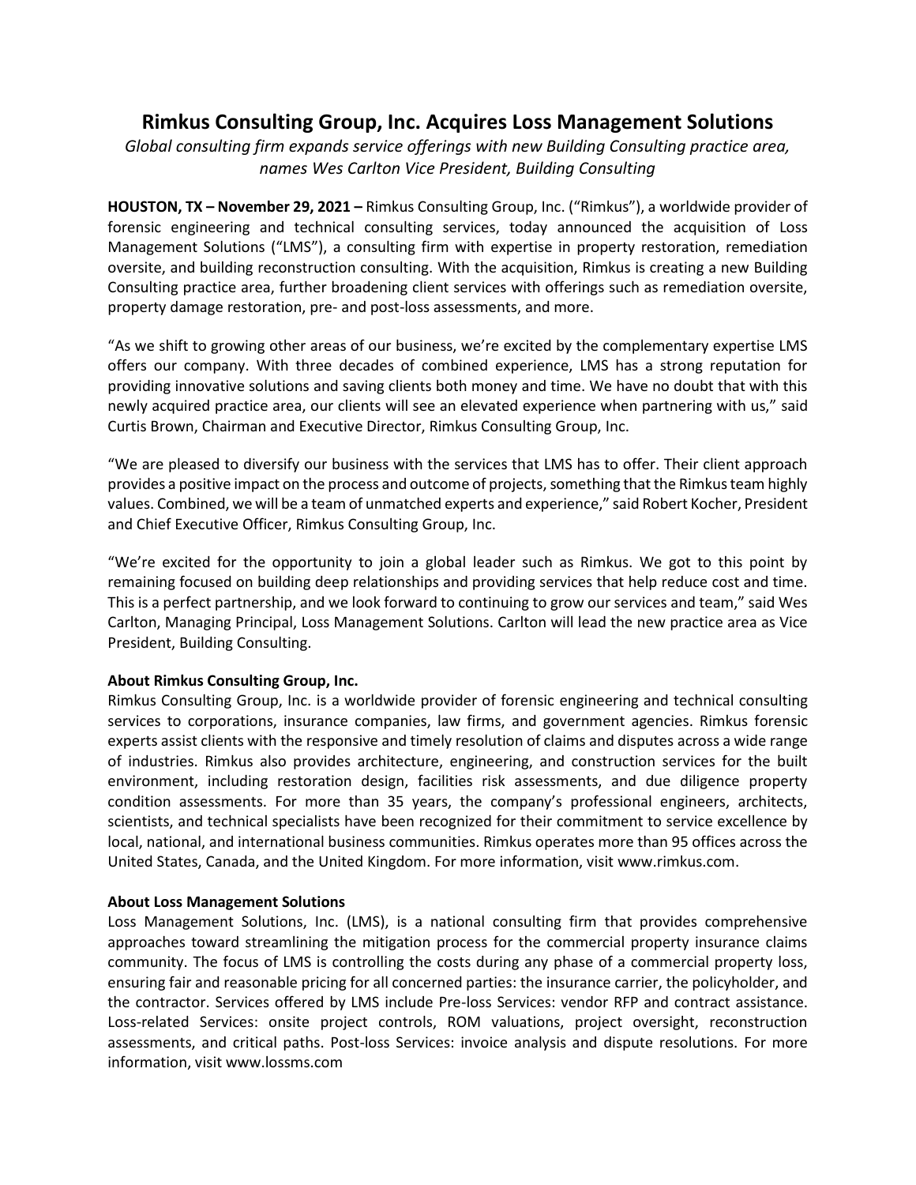# Rimkus Consulting Group, Inc. Acquires Loss Management Solutions

*Global consulting firm expands service offerings with new Building Consulting practice area, names Wes Carlton Vice President, Building Consulting*

**HOUSTON, TX – November 29, 2021 –** Rimkus Consulting Group, Inc. ("Rimkus"), a worldwide provider of forensic engineering and technical consulting services, today announced the acquisition of Loss Management Solutions ("LMS"), a consulting firm with expertise in property restoration, remediation oversite, and building reconstruction consulting. With the acquisition, Rimkus is creating a new Building Consulting practice area, further broadening client services with offerings such as remediation oversite, property damage restoration, pre- and post-loss assessments, and more.

"As we shift to growing other areas of our business, we're excited by the complementary expertise LMS offers our company. With three decades of combined experience, LMS has a strong reputation for providing innovative solutions and saving clients both money and time. We have no doubt that with this newly acquired practice area, our clients will see an elevated experience when partnering with us," said Curtis Brown, Chairman and Executive Director, Rimkus Consulting Group, Inc.

"We are pleased to diversify our business with the services that LMS has to offer. Their client approach provides a positive impact on the process and outcome of projects, something that the Rimkus team highly values. Combined, we will be a team of unmatched experts and experience," said Robert Kocher, President and Chief Executive Officer, Rimkus Consulting Group, Inc.

"We're excited for the opportunity to join a global leader such as Rimkus. We got to this point by remaining focused on building deep relationships and providing services that help reduce cost and time. This is a perfect partnership, and we look forward to continuing to grow our services and team," said Wes Carlton, Managing Principal, Loss Management Solutions. Carlton will lead the new practice area as Vice President, Building Consulting.

**About Rimkus Consulting Group, Inc.**

Rimkus Consulting Group, Inc. is a worldwide provider of forensic engineering and technical consulting services to corporations, insurance companies, law firms, and government agencies. Rimkus forensic experts assist clients with the responsive and timely resolution of claims and disputes across a wide range of industries. Rimkus also provides architecture, engineering, and construction services for the built environment, including restoration design, facilities risk assessments, and due diligence property condition assessments. For more than 35 years, the company's professional engineers, architects, scientists, and technical specialists have been recognized for their commitment to service excellence by local, national, and international business communities. Rimkus operates more than 95 offices across the United States, Canada, and the United Kingdom. For more information, visit www.rimkus.com.

**About Loss Management Solutions**

Loss Management Solutions, Inc. (LMS), is a national consulting firm that provides comprehensive approaches toward streamlining the mitigation process for the commercial property insurance claims community. The focus of LMS is controlling the costs during any phase of a commercial property loss, ensuring fair and reasonable pricing for all concerned parties: the insurance carrier, the policyholder, and the contractor. Services offered by LMS include Pre-loss Services: vendor RFP and contract assistance. Loss-related Services: onsite project controls, ROM valuations, project oversight, reconstruction assessments, and critical paths. Post-loss Services: invoice analysis and dispute resolutions. For more information, visit www.lossms.com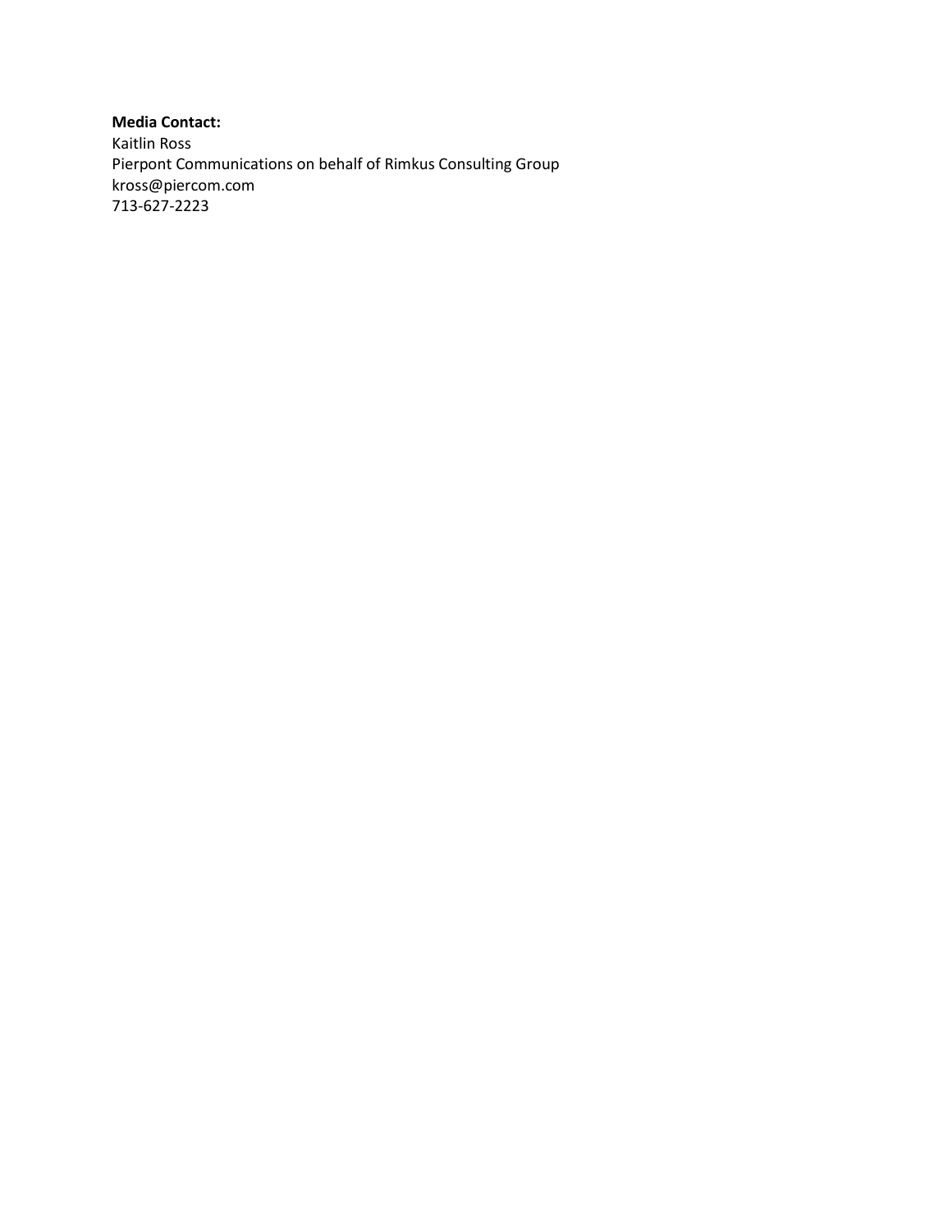**Media Contact:**
Kaitlin Ross
Pierpont Communications on behalf of Rimkus Consulting Group
kross@piercom.com
713-627-2223